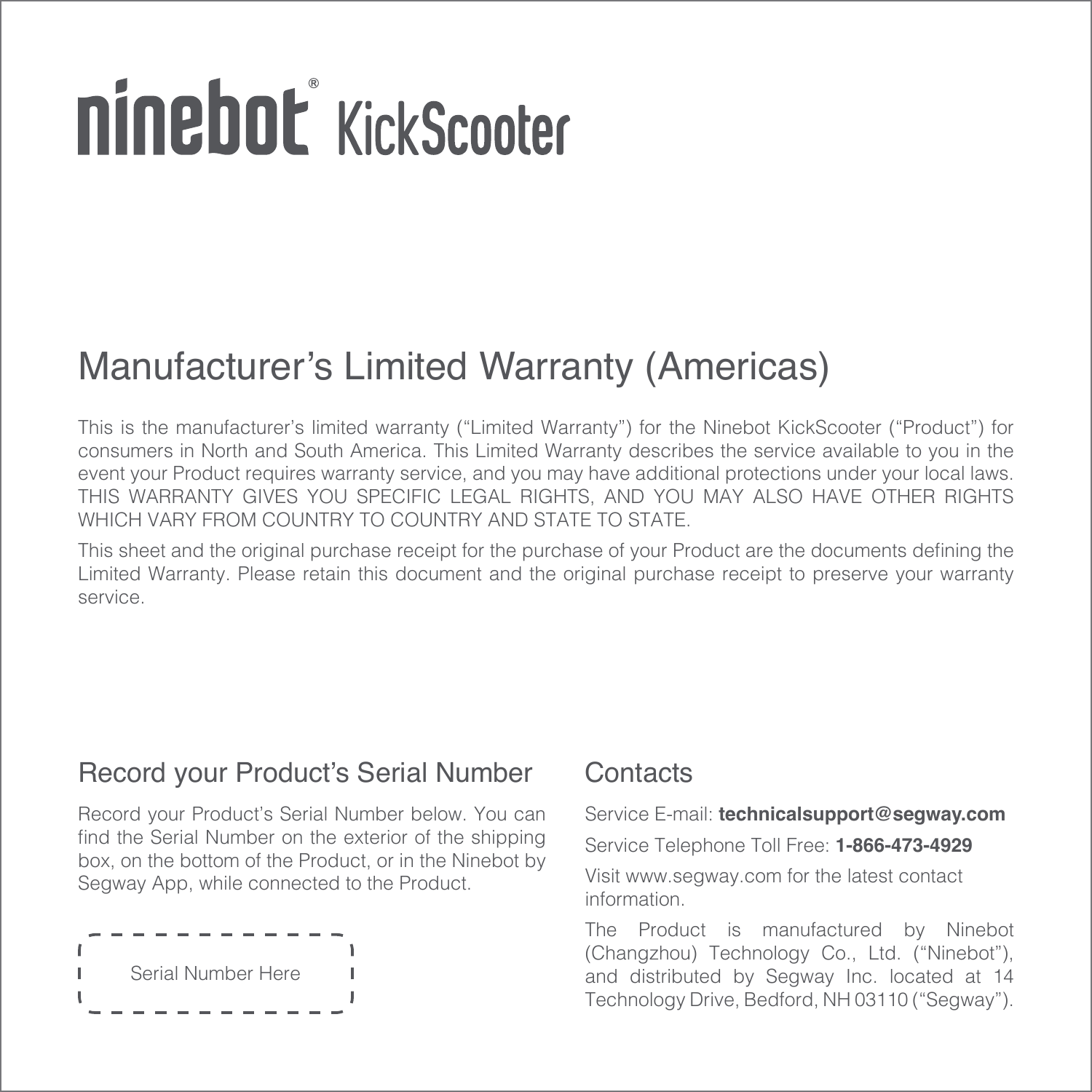# ninebot® KickScooter

## Manufacturer’s Limited Warranty (Americas)

This is the manufacturer’s limited warranty (“Limited Warranty”) for the Ninebot KickScooter (“Product”) for consumers in North and South America. This Limited Warranty describes the service available to you in the event your Product requires warranty service, and you may have additional protections under your local laws. THIS WARRANTY GIVES YOU SPECIFIC LEGAL RIGHTS, AND YOU MAY ALSO HAVE OTHER RIGHTS WHICH VARY FROM COUNTRY TO COUNTRY AND STATE TO STATE.

This sheet and the original purchase receipt for the purchase of your Product are the documents defining the Limited Warranty. Please retain this document and the original purchase receipt to preserve your warranty service.

### Record your Product’s Serial Number

Record your Product’s Serial Number below. You can find the Serial Number on the exterior of the shipping box, on the bottom of the Product, or in the Ninebot by Segway App, while connected to the Product.

Serial Number Here

### Contacts

Service E-mail: **technicalsupport@segway.com**

Service Telephone Toll Free: **1-866-473-4929**

Visit www.segway.com for the latest contact information.

The Product is manufactured by Ninebot (Changzhou) Technology Co., Ltd. (“Ninebot”), and distributed by Segway Inc. located at 14 Technology Drive, Bedford, NH 03110 (“Segway”).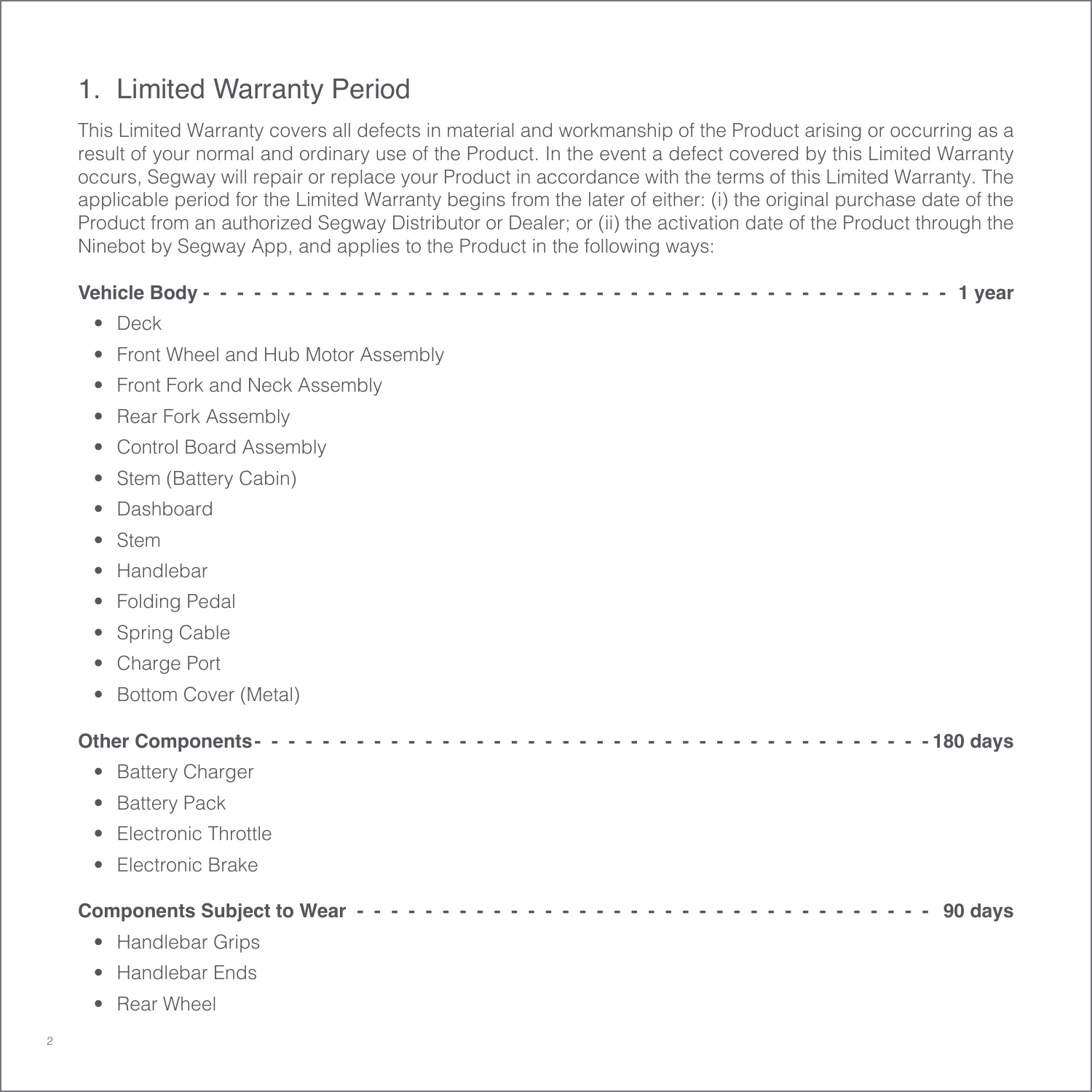## 1. Limited Warranty Period

This Limited Warranty covers all defects in material and workmanship of the Product arising or occurring as a result of your normal and ordinary use of the Product. In the event a defect covered by this Limited Warranty occurs, Segway will repair or replace your Product in accordance with the terms of this Limited Warranty. The applicable period for the Limited Warranty begins from the later of either: (i) the original purchase date of the Product from an authorized Segway Distributor or Dealer; or (ii) the activation date of the Product through the Ninebot by Segway App, and applies to the Product in the following ways:

**Vehicle Body - - - - - - - - - - - - - - - - - - - - - - - - - - - - - - - - - - - - - - - - - - - - - 1 year**

- Deck
- Front Wheel and Hub Motor Assembly
- Front Fork and Neck Assembly
- Rear Fork Assembly
- Control Board Assembly
- Stem (Battery Cabin)
- Dashboard
- Stem
- Handlebar
- Folding Pedal
- Spring Cable
- Charge Port
- Bottom Cover (Metal)

**Other Components - - - - - - - - - - - - - - - - - - - - - - - - - - - - - - - - - - - - - - - - - 180 days**

- Battery Charger
- Battery Pack
- Electronic Throttle
- Electronic Brake

**Components Subject to Wear - - - - - - - - - - - - - - - - - - - - - - - - - - - - - - - - - - - 90 days**

- Handlebar Grips
- Handlebar Ends
- Rear Wheel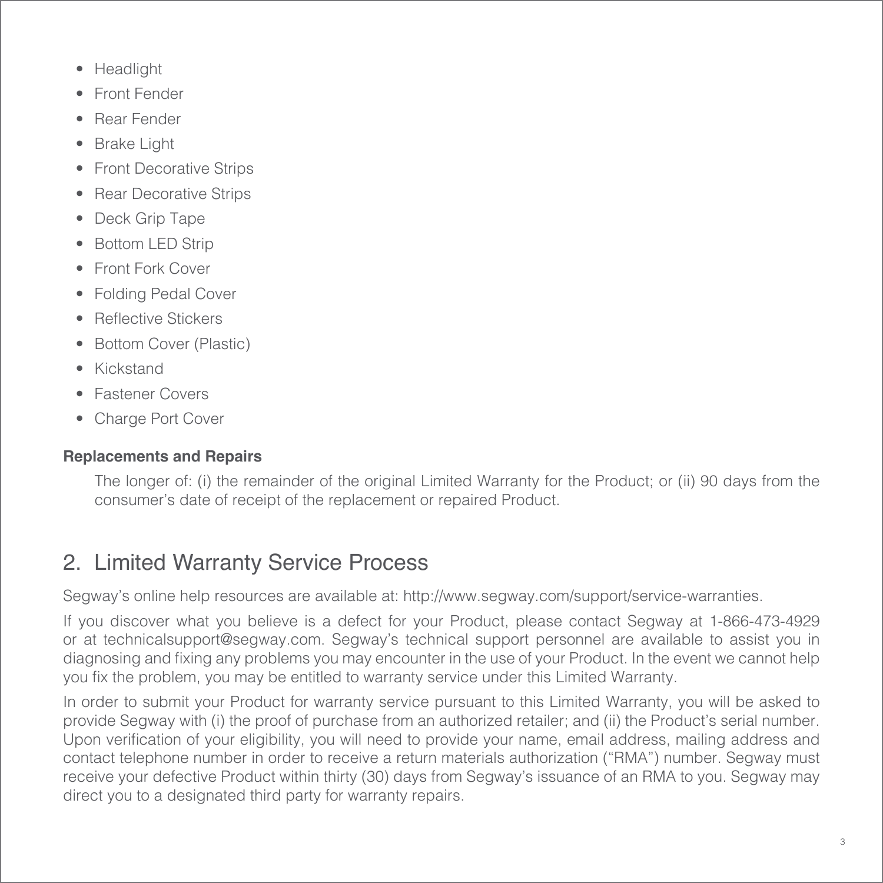- Headlight
- Front Fender
- Rear Fender
- Brake Light
- Front Decorative Strips
- Rear Decorative Strips
- Deck Grip Tape
- Bottom LED Strip
- Front Fork Cover
- Folding Pedal Cover
- Reflective Stickers
- Bottom Cover (Plastic)
- Kickstand
- Fastener Covers
- Charge Port Cover

**Replacements and Repairs**

The longer of: (i) the remainder of the original Limited Warranty for the Product; or (ii) 90 days from the consumer's date of receipt of the replacement or repaired Product.

## 2. Limited Warranty Service Process

Segway's online help resources are available at: http://www.segway.com/support/service-warranties.

If you discover what you believe is a defect for your Product, please contact Segway at 1-866-473-4929 or at technicalsupport@segway.com. Segway's technical support personnel are available to assist you in diagnosing and fixing any problems you may encounter in the use of your Product. In the event we cannot help you fix the problem, you may be entitled to warranty service under this Limited Warranty.

In order to submit your Product for warranty service pursuant to this Limited Warranty, you will be asked to provide Segway with (i) the proof of purchase from an authorized retailer; and (ii) the Product's serial number. Upon verification of your eligibility, you will need to provide your name, email address, mailing address and contact telephone number in order to receive a return materials authorization ("RMA") number. Segway must receive your defective Product within thirty (30) days from Segway's issuance of an RMA to you. Segway may direct you to a designated third party for warranty repairs.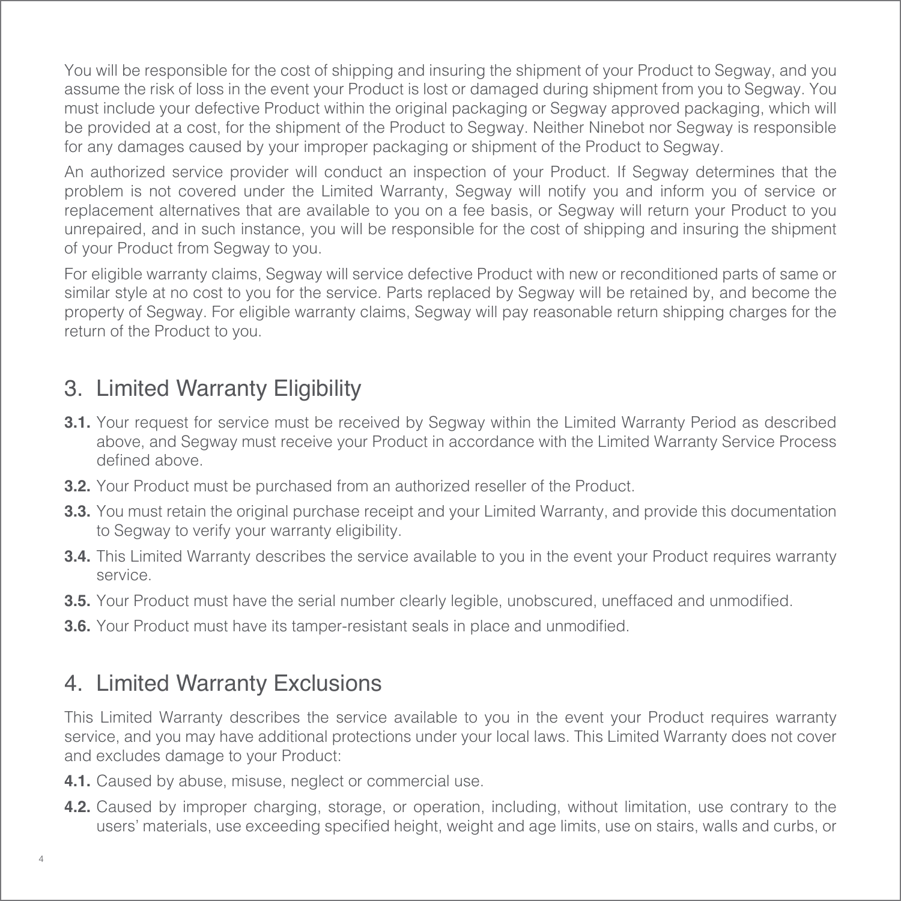You will be responsible for the cost of shipping and insuring the shipment of your Product to Segway, and you assume the risk of loss in the event your Product is lost or damaged during shipment from you to Segway. You must include your defective Product within the original packaging or Segway approved packaging, which will be provided at a cost, for the shipment of the Product to Segway. Neither Ninebot nor Segway is responsible for any damages caused by your improper packaging or shipment of the Product to Segway.

An authorized service provider will conduct an inspection of your Product. If Segway determines that the problem is not covered under the Limited Warranty, Segway will notify you and inform you of service or replacement alternatives that are available to you on a fee basis, or Segway will return your Product to you unrepaired, and in such instance, you will be responsible for the cost of shipping and insuring the shipment of your Product from Segway to you.

For eligible warranty claims, Segway will service defective Product with new or reconditioned parts of same or similar style at no cost to you for the service. Parts replaced by Segway will be retained by, and become the property of Segway. For eligible warranty claims, Segway will pay reasonable return shipping charges for the return of the Product to you.

## 3. Limited Warranty Eligibility

**3.1.** Your request for service must be received by Segway within the Limited Warranty Period as described above, and Segway must receive your Product in accordance with the Limited Warranty Service Process defined above.

**3.2.** Your Product must be purchased from an authorized reseller of the Product.

**3.3.** You must retain the original purchase receipt and your Limited Warranty, and provide this documentation to Segway to verify your warranty eligibility.

**3.4.** This Limited Warranty describes the service available to you in the event your Product requires warranty service.

**3.5.** Your Product must have the serial number clearly legible, unobscured, uneffaced and unmodified.

**3.6.** Your Product must have its tamper-resistant seals in place and unmodified.

## 4. Limited Warranty Exclusions

This Limited Warranty describes the service available to you in the event your Product requires warranty service, and you may have additional protections under your local laws. This Limited Warranty does not cover and excludes damage to your Product:

**4.1.** Caused by abuse, misuse, neglect or commercial use.

**4.2.** Caused by improper charging, storage, or operation, including, without limitation, use contrary to the users' materials, use exceeding specified height, weight and age limits, use on stairs, walls and curbs, or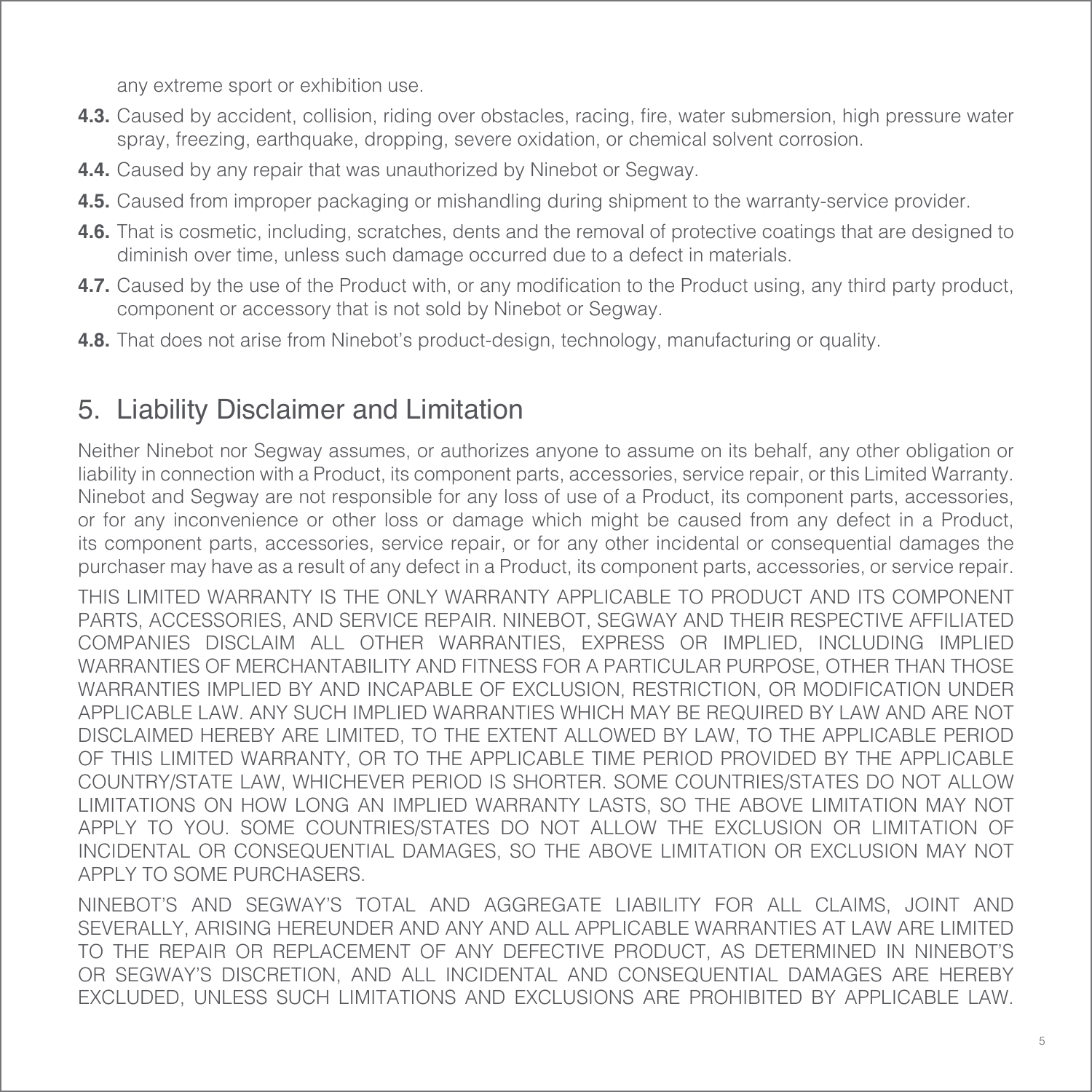any extreme sport or exhibition use.

**4.3.** Caused by accident, collision, riding over obstacles, racing, fire, water submersion, high pressure water spray, freezing, earthquake, dropping, severe oxidation, or chemical solvent corrosion.

**4.4.** Caused by any repair that was unauthorized by Ninebot or Segway.

**4.5.** Caused from improper packaging or mishandling during shipment to the warranty-service provider.

**4.6.** That is cosmetic, including, scratches, dents and the removal of protective coatings that are designed to diminish over time, unless such damage occurred due to a defect in materials.

**4.7.** Caused by the use of the Product with, or any modification to the Product using, any third party product, component or accessory that is not sold by Ninebot or Segway.

**4.8.** That does not arise from Ninebot's product-design, technology, manufacturing or quality.

## 5. Liability Disclaimer and Limitation

Neither Ninebot nor Segway assumes, or authorizes anyone to assume on its behalf, any other obligation or liability in connection with a Product, its component parts, accessories, service repair, or this Limited Warranty. Ninebot and Segway are not responsible for any loss of use of a Product, its component parts, accessories, or for any inconvenience or other loss or damage which might be caused from any defect in a Product, its component parts, accessories, service repair, or for any other incidental or consequential damages the purchaser may have as a result of any defect in a Product, its component parts, accessories, or service repair.

THIS LIMITED WARRANTY IS THE ONLY WARRANTY APPLICABLE TO PRODUCT AND ITS COMPONENT PARTS, ACCESSORIES, AND SERVICE REPAIR. NINEBOT, SEGWAY AND THEIR RESPECTIVE AFFILIATED COMPANIES DISCLAIM ALL OTHER WARRANTIES, EXPRESS OR IMPLIED, INCLUDING IMPLIED WARRANTIES OF MERCHANTABILITY AND FITNESS FOR A PARTICULAR PURPOSE, OTHER THAN THOSE WARRANTIES IMPLIED BY AND INCAPABLE OF EXCLUSION, RESTRICTION, OR MODIFICATION UNDER APPLICABLE LAW. ANY SUCH IMPLIED WARRANTIES WHICH MAY BE REQUIRED BY LAW AND ARE NOT DISCLAIMED HEREBY ARE LIMITED, TO THE EXTENT ALLOWED BY LAW, TO THE APPLICABLE PERIOD OF THIS LIMITED WARRANTY, OR TO THE APPLICABLE TIME PERIOD PROVIDED BY THE APPLICABLE COUNTRY/STATE LAW, WHICHEVER PERIOD IS SHORTER. SOME COUNTRIES/STATES DO NOT ALLOW LIMITATIONS ON HOW LONG AN IMPLIED WARRANTY LASTS, SO THE ABOVE LIMITATION MAY NOT APPLY TO YOU. SOME COUNTRIES/STATES DO NOT ALLOW THE EXCLUSION OR LIMITATION OF INCIDENTAL OR CONSEQUENTIAL DAMAGES, SO THE ABOVE LIMITATION OR EXCLUSION MAY NOT APPLY TO SOME PURCHASERS.

NINEBOT'S AND SEGWAY'S TOTAL AND AGGREGATE LIABILITY FOR ALL CLAIMS, JOINT AND SEVERALLY, ARISING HEREUNDER AND ANY AND ALL APPLICABLE WARRANTIES AT LAW ARE LIMITED TO THE REPAIR OR REPLACEMENT OF ANY DEFECTIVE PRODUCT, AS DETERMINED IN NINEBOT'S OR SEGWAY'S DISCRETION, AND ALL INCIDENTAL AND CONSEQUENTIAL DAMAGES ARE HEREBY EXCLUDED, UNLESS SUCH LIMITATIONS AND EXCLUSIONS ARE PROHIBITED BY APPLICABLE LAW.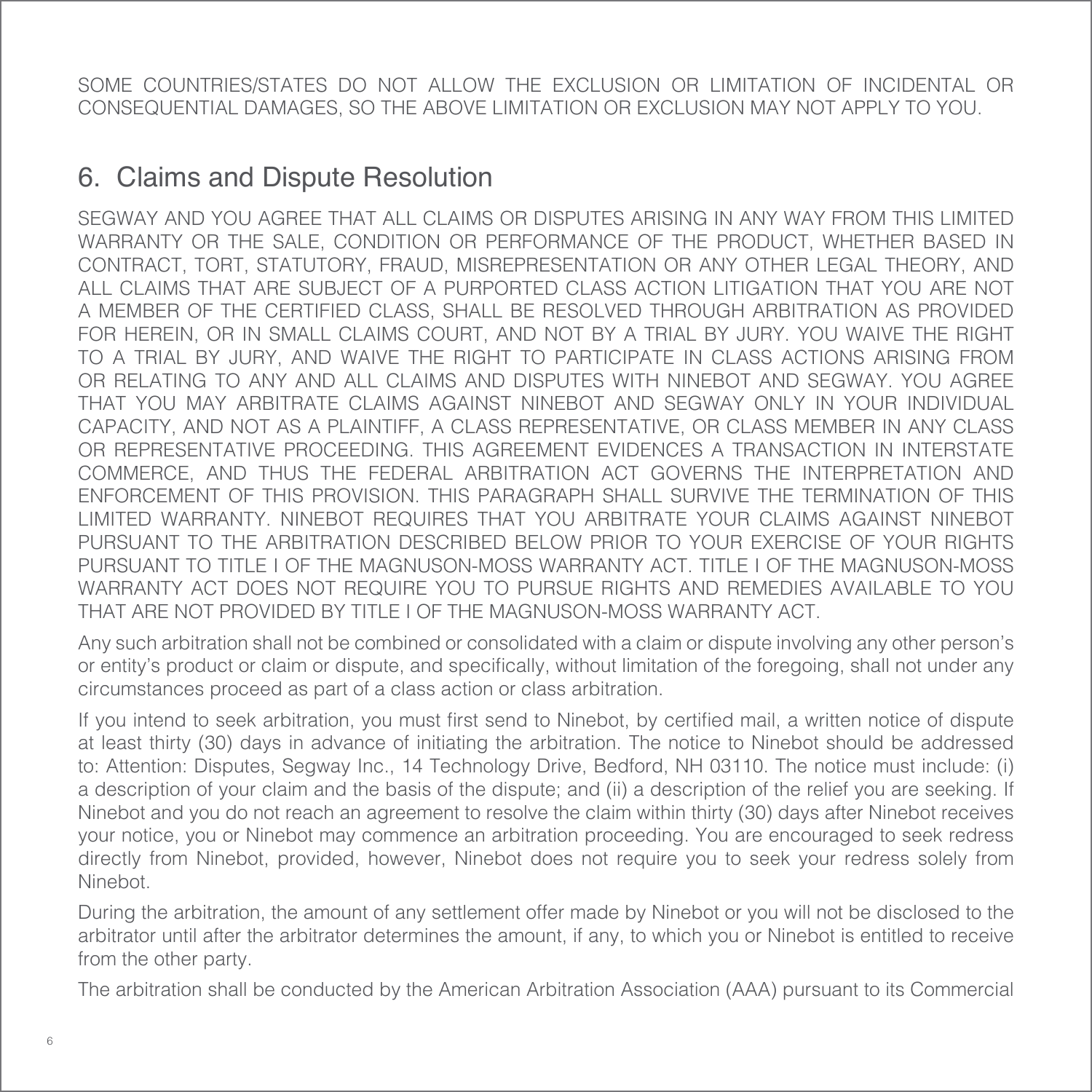SOME COUNTRIES/STATES DO NOT ALLOW THE EXCLUSION OR LIMITATION OF INCIDENTAL OR CONSEQUENTIAL DAMAGES, SO THE ABOVE LIMITATION OR EXCLUSION MAY NOT APPLY TO YOU.

## 6. Claims and Dispute Resolution

SEGWAY AND YOU AGREE THAT ALL CLAIMS OR DISPUTES ARISING IN ANY WAY FROM THIS LIMITED WARRANTY OR THE SALE, CONDITION OR PERFORMANCE OF THE PRODUCT, WHETHER BASED IN CONTRACT, TORT, STATUTORY, FRAUD, MISREPRESENTATION OR ANY OTHER LEGAL THEORY, AND ALL CLAIMS THAT ARE SUBJECT OF A PURPORTED CLASS ACTION LITIGATION THAT YOU ARE NOT A MEMBER OF THE CERTIFIED CLASS, SHALL BE RESOLVED THROUGH ARBITRATION AS PROVIDED FOR HEREIN, OR IN SMALL CLAIMS COURT, AND NOT BY A TRIAL BY JURY. YOU WAIVE THE RIGHT TO A TRIAL BY JURY, AND WAIVE THE RIGHT TO PARTICIPATE IN CLASS ACTIONS ARISING FROM OR RELATING TO ANY AND ALL CLAIMS AND DISPUTES WITH NINEBOT AND SEGWAY. YOU AGREE THAT YOU MAY ARBITRATE CLAIMS AGAINST NINEBOT AND SEGWAY ONLY IN YOUR INDIVIDUAL CAPACITY, AND NOT AS A PLAINTIFF, A CLASS REPRESENTATIVE, OR CLASS MEMBER IN ANY CLASS OR REPRESENTATIVE PROCEEDING. THIS AGREEMENT EVIDENCES A TRANSACTION IN INTERSTATE COMMERCE, AND THUS THE FEDERAL ARBITRATION ACT GOVERNS THE INTERPRETATION AND ENFORCEMENT OF THIS PROVISION. THIS PARAGRAPH SHALL SURVIVE THE TERMINATION OF THIS LIMITED WARRANTY. NINEBOT REQUIRES THAT YOU ARBITRATE YOUR CLAIMS AGAINST NINEBOT PURSUANT TO THE ARBITRATION DESCRIBED BELOW PRIOR TO YOUR EXERCISE OF YOUR RIGHTS PURSUANT TO TITLE I OF THE MAGNUSON-MOSS WARRANTY ACT. TITLE I OF THE MAGNUSON-MOSS WARRANTY ACT DOES NOT REQUIRE YOU TO PURSUE RIGHTS AND REMEDIES AVAILABLE TO YOU THAT ARE NOT PROVIDED BY TITLE I OF THE MAGNUSON-MOSS WARRANTY ACT.

Any such arbitration shall not be combined or consolidated with a claim or dispute involving any other person's or entity's product or claim or dispute, and specifically, without limitation of the foregoing, shall not under any circumstances proceed as part of a class action or class arbitration.

If you intend to seek arbitration, you must first send to Ninebot, by certified mail, a written notice of dispute at least thirty (30) days in advance of initiating the arbitration. The notice to Ninebot should be addressed to: Attention: Disputes, Segway Inc., 14 Technology Drive, Bedford, NH 03110. The notice must include: (i) a description of your claim and the basis of the dispute; and (ii) a description of the relief you are seeking. If Ninebot and you do not reach an agreement to resolve the claim within thirty (30) days after Ninebot receives your notice, you or Ninebot may commence an arbitration proceeding. You are encouraged to seek redress directly from Ninebot, provided, however, Ninebot does not require you to seek your redress solely from Ninebot.

During the arbitration, the amount of any settlement offer made by Ninebot or you will not be disclosed to the arbitrator until after the arbitrator determines the amount, if any, to which you or Ninebot is entitled to receive from the other party.

The arbitration shall be conducted by the American Arbitration Association (AAA) pursuant to its Commercial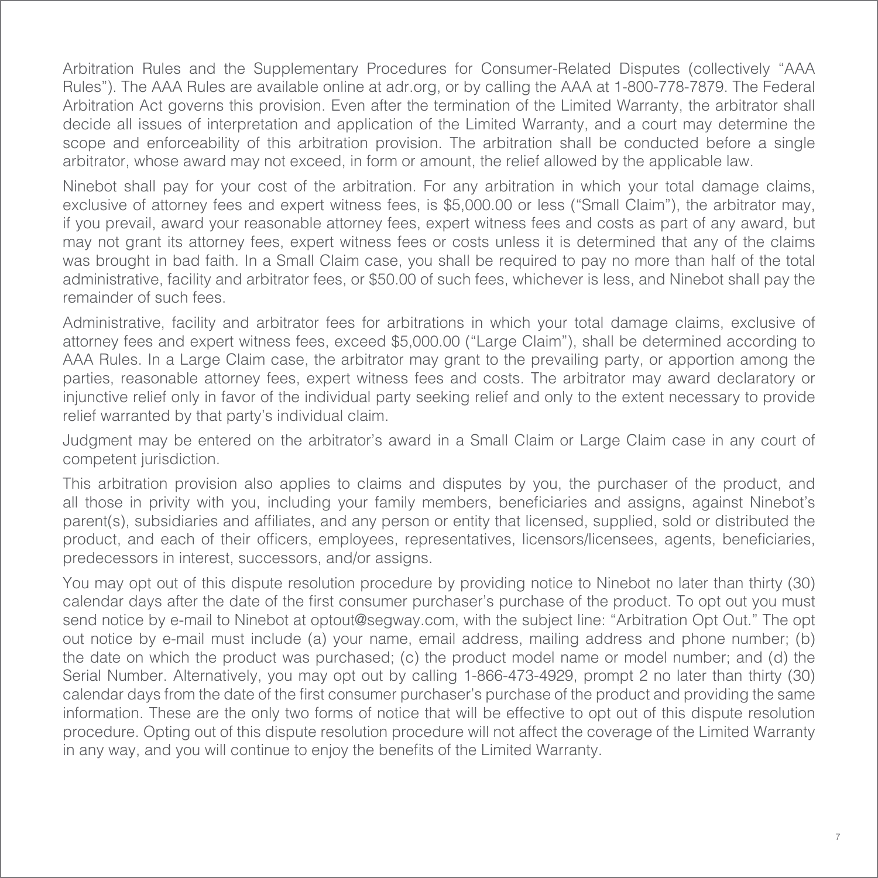Arbitration Rules and the Supplementary Procedures for Consumer-Related Disputes (collectively “AAA Rules”). The AAA Rules are available online at adr.org, or by calling the AAA at 1-800-778-7879. The Federal Arbitration Act governs this provision. Even after the termination of the Limited Warranty, the arbitrator shall decide all issues of interpretation and application of the Limited Warranty, and a court may determine the scope and enforceability of this arbitration provision. The arbitration shall be conducted before a single arbitrator, whose award may not exceed, in form or amount, the relief allowed by the applicable law.

Ninebot shall pay for your cost of the arbitration. For any arbitration in which your total damage claims, exclusive of attorney fees and expert witness fees, is $5,000.00 or less (“Small Claim”), the arbitrator may, if you prevail, award your reasonable attorney fees, expert witness fees and costs as part of any award, but may not grant its attorney fees, expert witness fees or costs unless it is determined that any of the claims was brought in bad faith. In a Small Claim case, you shall be required to pay no more than half of the total administrative, facility and arbitrator fees, or $50.00 of such fees, whichever is less, and Ninebot shall pay the remainder of such fees.

Administrative, facility and arbitrator fees for arbitrations in which your total damage claims, exclusive of attorney fees and expert witness fees, exceed $5,000.00 (“Large Claim”), shall be determined according to AAA Rules. In a Large Claim case, the arbitrator may grant to the prevailing party, or apportion among the parties, reasonable attorney fees, expert witness fees and costs. The arbitrator may award declaratory or injunctive relief only in favor of the individual party seeking relief and only to the extent necessary to provide relief warranted by that party’s individual claim.

Judgment may be entered on the arbitrator’s award in a Small Claim or Large Claim case in any court of competent jurisdiction.

This arbitration provision also applies to claims and disputes by you, the purchaser of the product, and all those in privity with you, including your family members, beneficiaries and assigns, against Ninebot’s parent(s), subsidiaries and affiliates, and any person or entity that licensed, supplied, sold or distributed the product, and each of their officers, employees, representatives, licensors/licensees, agents, beneficiaries, predecessors in interest, successors, and/or assigns.

You may opt out of this dispute resolution procedure by providing notice to Ninebot no later than thirty (30) calendar days after the date of the first consumer purchaser’s purchase of the product. To opt out you must send notice by e-mail to Ninebot at optout@segway.com, with the subject line: “Arbitration Opt Out.” The opt out notice by e-mail must include (a) your name, email address, mailing address and phone number; (b) the date on which the product was purchased; (c) the product model name or model number; and (d) the Serial Number. Alternatively, you may opt out by calling 1-866-473-4929, prompt 2 no later than thirty (30) calendar days from the date of the first consumer purchaser’s purchase of the product and providing the same information. These are the only two forms of notice that will be effective to opt out of this dispute resolution procedure. Opting out of this dispute resolution procedure will not affect the coverage of the Limited Warranty in any way, and you will continue to enjoy the benefits of the Limited Warranty.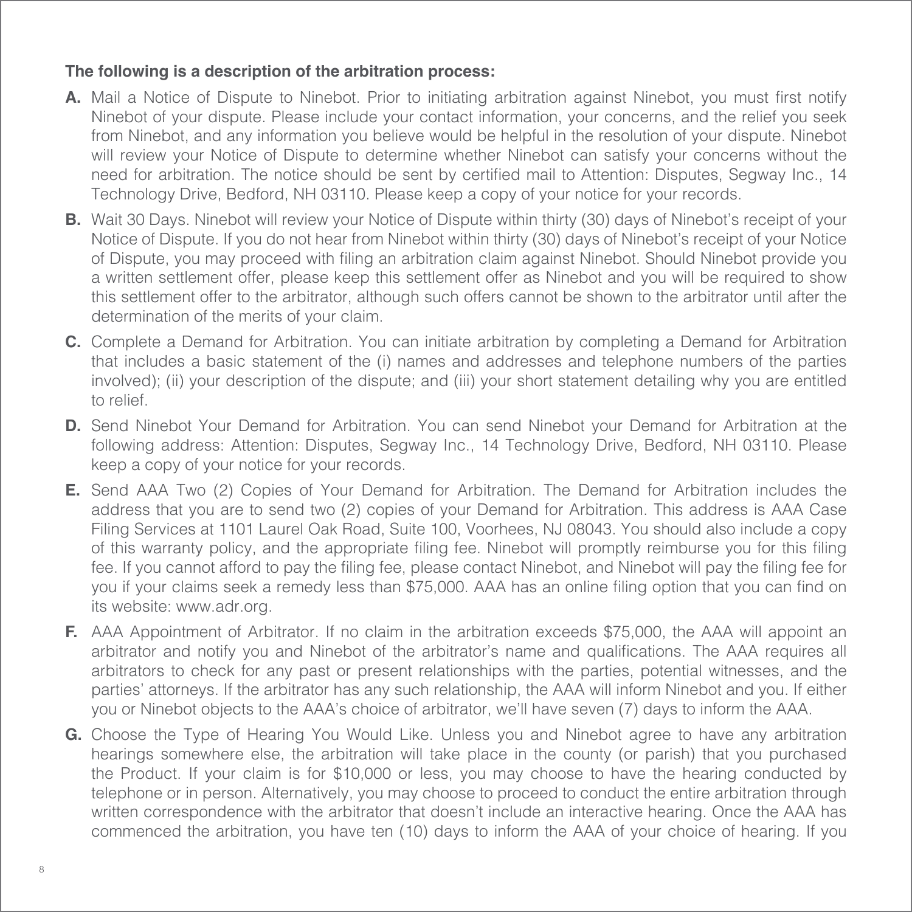**The following is a description of the arbitration process:**

**A.** Mail a Notice of Dispute to Ninebot. Prior to initiating arbitration against Ninebot, you must first notify Ninebot of your dispute. Please include your contact information, your concerns, and the relief you seek from Ninebot, and any information you believe would be helpful in the resolution of your dispute. Ninebot will review your Notice of Dispute to determine whether Ninebot can satisfy your concerns without the need for arbitration. The notice should be sent by certified mail to Attention: Disputes, Segway Inc., 14 Technology Drive, Bedford, NH 03110. Please keep a copy of your notice for your records.

**B.** Wait 30 Days. Ninebot will review your Notice of Dispute within thirty (30) days of Ninebot's receipt of your Notice of Dispute. If you do not hear from Ninebot within thirty (30) days of Ninebot's receipt of your Notice of Dispute, you may proceed with filing an arbitration claim against Ninebot. Should Ninebot provide you a written settlement offer, please keep this settlement offer as Ninebot and you will be required to show this settlement offer to the arbitrator, although such offers cannot be shown to the arbitrator until after the determination of the merits of your claim.

**C.** Complete a Demand for Arbitration. You can initiate arbitration by completing a Demand for Arbitration that includes a basic statement of the (i) names and addresses and telephone numbers of the parties involved); (ii) your description of the dispute; and (iii) your short statement detailing why you are entitled to relief.

**D.** Send Ninebot Your Demand for Arbitration. You can send Ninebot your Demand for Arbitration at the following address: Attention: Disputes, Segway Inc., 14 Technology Drive, Bedford, NH 03110. Please keep a copy of your notice for your records.

**E.** Send AAA Two (2) Copies of Your Demand for Arbitration. The Demand for Arbitration includes the address that you are to send two (2) copies of your Demand for Arbitration. This address is AAA Case Filing Services at 1101 Laurel Oak Road, Suite 100, Voorhees, NJ 08043. You should also include a copy of this warranty policy, and the appropriate filing fee. Ninebot will promptly reimburse you for this filing fee. If you cannot afford to pay the filing fee, please contact Ninebot, and Ninebot will pay the filing fee for you if your claims seek a remedy less than $75,000. AAA has an online filing option that you can find on its website: www.adr.org.

**F.** AAA Appointment of Arbitrator. If no claim in the arbitration exceeds $75,000, the AAA will appoint an arbitrator and notify you and Ninebot of the arbitrator's name and qualifications. The AAA requires all arbitrators to check for any past or present relationships with the parties, potential witnesses, and the parties' attorneys. If the arbitrator has any such relationship, the AAA will inform Ninebot and you. If either you or Ninebot objects to the AAA's choice of arbitrator, we'll have seven (7) days to inform the AAA.

**G.** Choose the Type of Hearing You Would Like. Unless you and Ninebot agree to have any arbitration hearings somewhere else, the arbitration will take place in the county (or parish) that you purchased the Product. If your claim is for $10,000 or less, you may choose to have the hearing conducted by telephone or in person. Alternatively, you may choose to proceed to conduct the entire arbitration through written correspondence with the arbitrator that doesn't include an interactive hearing. Once the AAA has commenced the arbitration, you have ten (10) days to inform the AAA of your choice of hearing. If you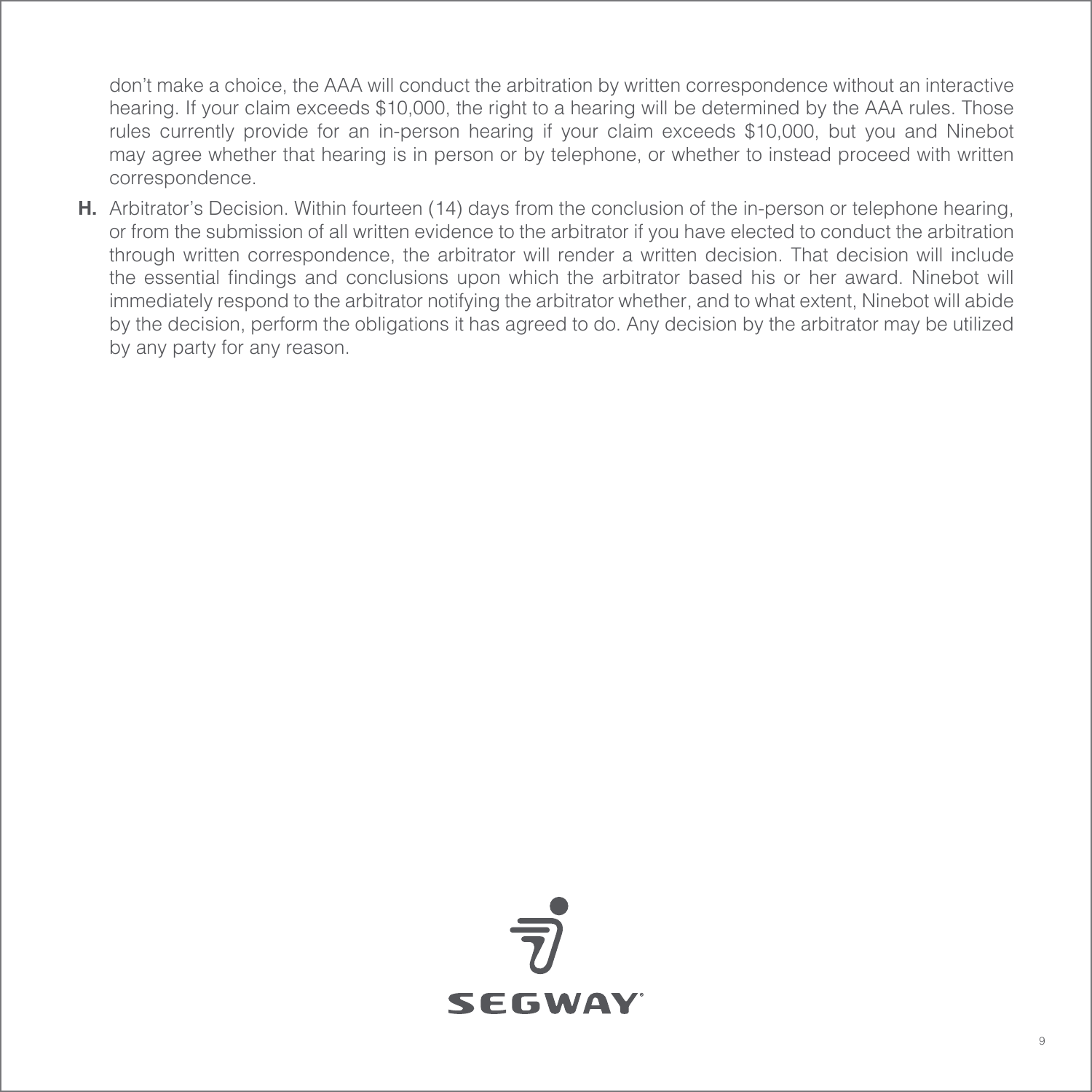don't make a choice, the AAA will conduct the arbitration by written correspondence without an interactive hearing. If your claim exceeds $10,000, the right to a hearing will be determined by the AAA rules. Those rules currently provide for an in-person hearing if your claim exceeds $10,000, but you and Ninebot may agree whether that hearing is in person or by telephone, or whether to instead proceed with written correspondence.

**H.** Arbitrator's Decision. Within fourteen (14) days from the conclusion of the in-person or telephone hearing, or from the submission of all written evidence to the arbitrator if you have elected to conduct the arbitration through written correspondence, the arbitrator will render a written decision. That decision will include the essential findings and conclusions upon which the arbitrator based his or her award. Ninebot will immediately respond to the arbitrator notifying the arbitrator whether, and to what extent, Ninebot will abide by the decision, perform the obligations it has agreed to do. Any decision by the arbitrator may be utilized by any party for any reason.

SEGWAY®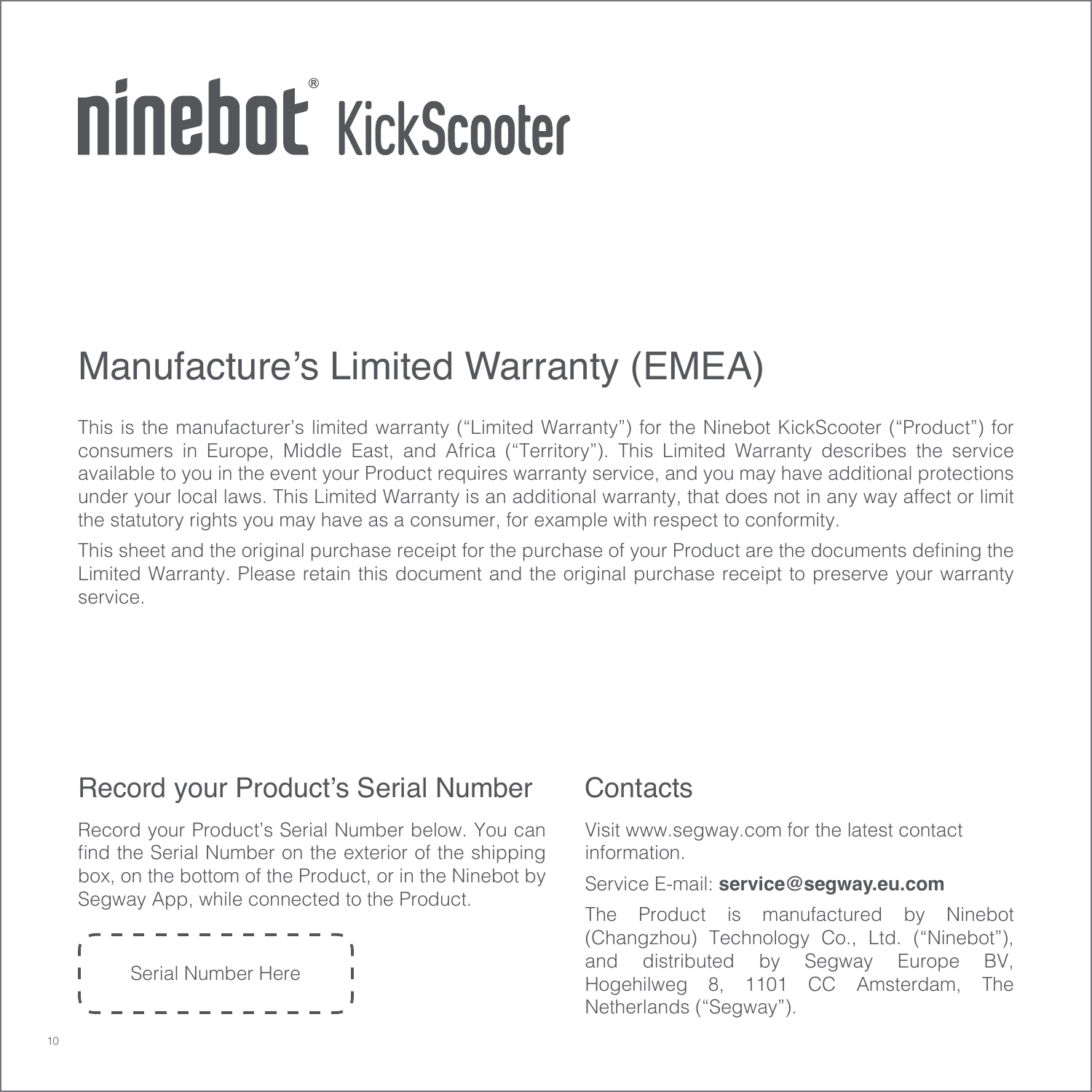# ninebot® KickScooter

## Manufacture's Limited Warranty (EMEA)

This is the manufacturer's limited warranty ("Limited Warranty") for the Ninebot KickScooter ("Product") for consumers in Europe, Middle East, and Africa ("Territory"). This Limited Warranty describes the service available to you in the event your Product requires warranty service, and you may have additional protections under your local laws. This Limited Warranty is an additional warranty, that does not in any way affect or limit the statutory rights you may have as a consumer, for example with respect to conformity.

This sheet and the original purchase receipt for the purchase of your Product are the documents defining the Limited Warranty. Please retain this document and the original purchase receipt to preserve your warranty service.

### Record your Product's Serial Number

Record your Product's Serial Number below. You can find the Serial Number on the exterior of the shipping box, on the bottom of the Product, or in the Ninebot by Segway App, while connected to the Product.

Serial Number Here

### Contacts

Visit www.segway.com for the latest contact information.

Service E-mail: **service@segway.eu.com**

The Product is manufactured by Ninebot (Changzhou) Technology Co., Ltd. ("Ninebot"), and distributed by Segway Europe BV, Hogehilweg 8, 1101 CC Amsterdam, The Netherlands ("Segway").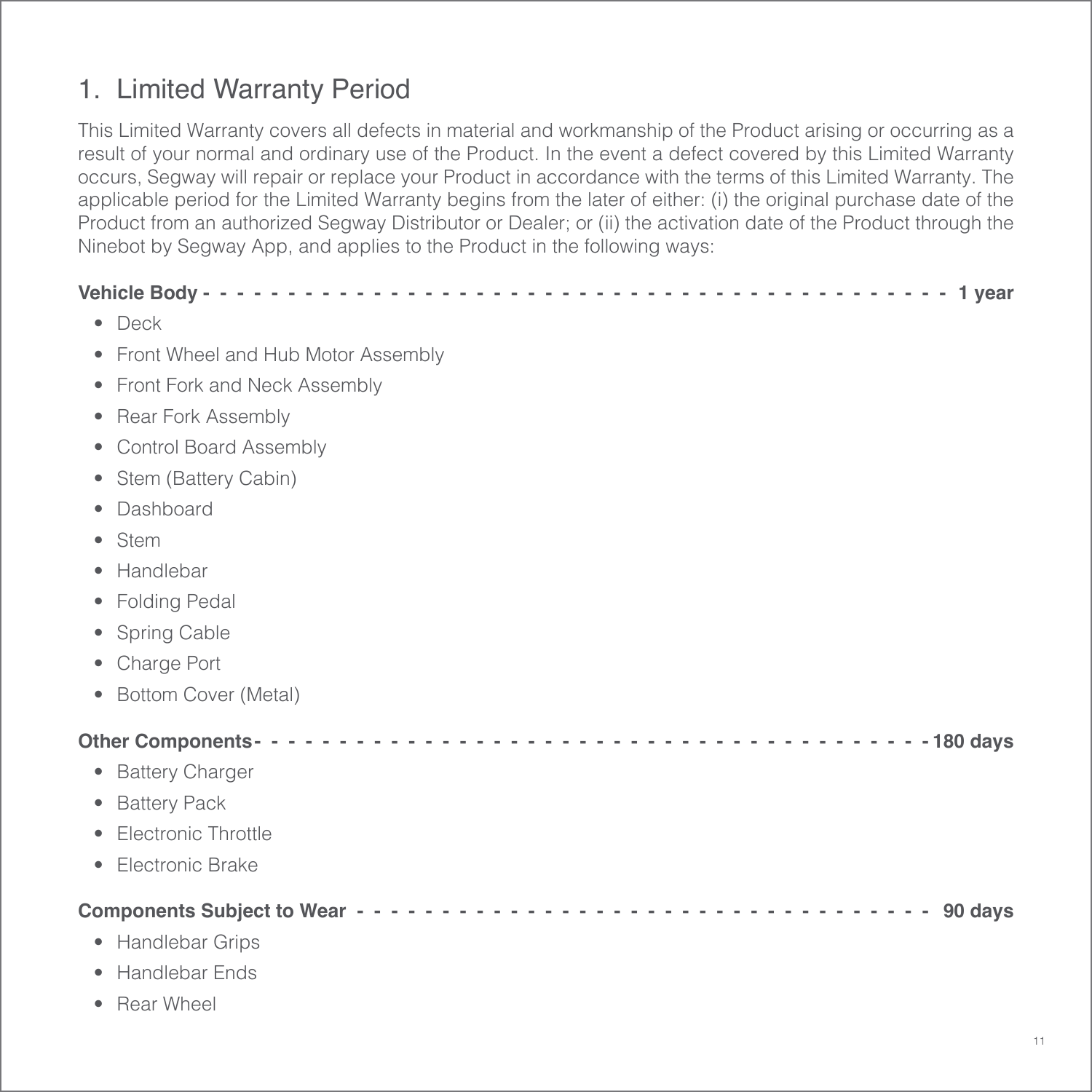## 1. Limited Warranty Period

This Limited Warranty covers all defects in material and workmanship of the Product arising or occurring as a result of your normal and ordinary use of the Product. In the event a defect covered by this Limited Warranty occurs, Segway will repair or replace your Product in accordance with the terms of this Limited Warranty. The applicable period for the Limited Warranty begins from the later of either: (i) the original purchase date of the Product from an authorized Segway Distributor or Dealer; or (ii) the activation date of the Product through the Ninebot by Segway App, and applies to the Product in the following ways:

**Vehicle Body - - - - - - - - - - - - - - - - - - - - - - - - - - - - - - - - - - - - - - - - - - - - - - - 1 year**

- Deck
- Front Wheel and Hub Motor Assembly
- Front Fork and Neck Assembly
- Rear Fork Assembly
- Control Board Assembly
- Stem (Battery Cabin)
- Dashboard
- Stem
- Handlebar
- Folding Pedal
- Spring Cable
- Charge Port
- Bottom Cover (Metal)

**Other Components- - - - - - - - - - - - - - - - - - - - - - - - - - - - - - - - - - - - - - - - - -180 days**

- Battery Charger
- Battery Pack
- Electronic Throttle
- Electronic Brake

**Components Subject to Wear - - - - - - - - - - - - - - - - - - - - - - - - - - - - - - - - - - - - 90 days**

- Handlebar Grips
- Handlebar Ends
- Rear Wheel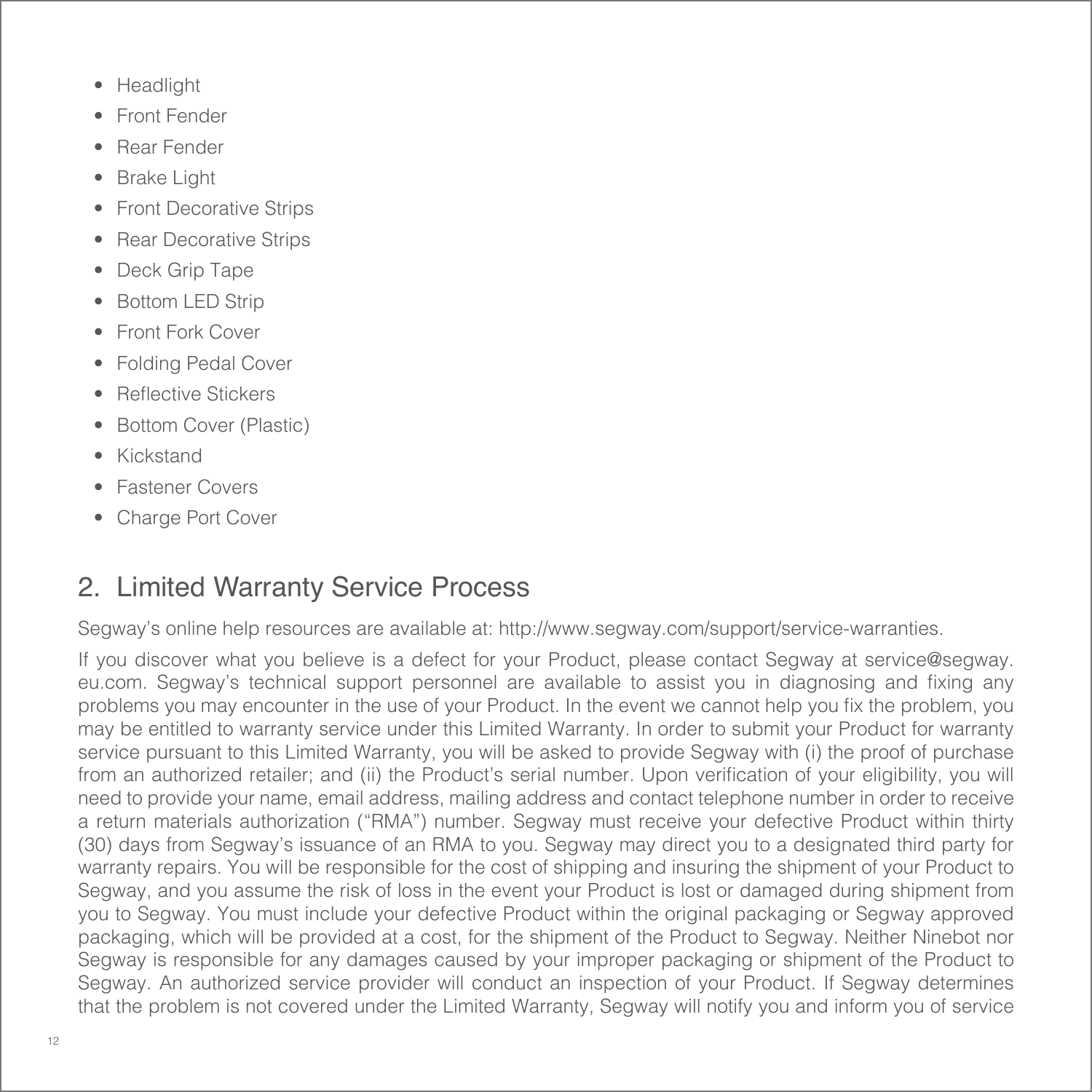- Headlight
- Front Fender
- Rear Fender
- Brake Light
- Front Decorative Strips
- Rear Decorative Strips
- Deck Grip Tape
- Bottom LED Strip
- Front Fork Cover
- Folding Pedal Cover
- Reflective Stickers
- Bottom Cover (Plastic)
- Kickstand
- Fastener Covers
- Charge Port Cover

## 2. Limited Warranty Service Process

Segway's online help resources are available at: http://www.segway.com/support/service-warranties.

If you discover what you believe is a defect for your Product, please contact Segway at service@segway.eu.com. Segway's technical support personnel are available to assist you in diagnosing and fixing any problems you may encounter in the use of your Product. In the event we cannot help you fix the problem, you may be entitled to warranty service under this Limited Warranty. In order to submit your Product for warranty service pursuant to this Limited Warranty, you will be asked to provide Segway with (i) the proof of purchase from an authorized retailer; and (ii) the Product's serial number. Upon verification of your eligibility, you will need to provide your name, email address, mailing address and contact telephone number in order to receive a return materials authorization ("RMA") number. Segway must receive your defective Product within thirty (30) days from Segway's issuance of an RMA to you. Segway may direct you to a designated third party for warranty repairs. You will be responsible for the cost of shipping and insuring the shipment of your Product to Segway, and you assume the risk of loss in the event your Product is lost or damaged during shipment from you to Segway. You must include your defective Product within the original packaging or Segway approved packaging, which will be provided at a cost, for the shipment of the Product to Segway. Neither Ninebot nor Segway is responsible for any damages caused by your improper packaging or shipment of the Product to Segway. An authorized service provider will conduct an inspection of your Product. If Segway determines that the problem is not covered under the Limited Warranty, Segway will notify you and inform you of service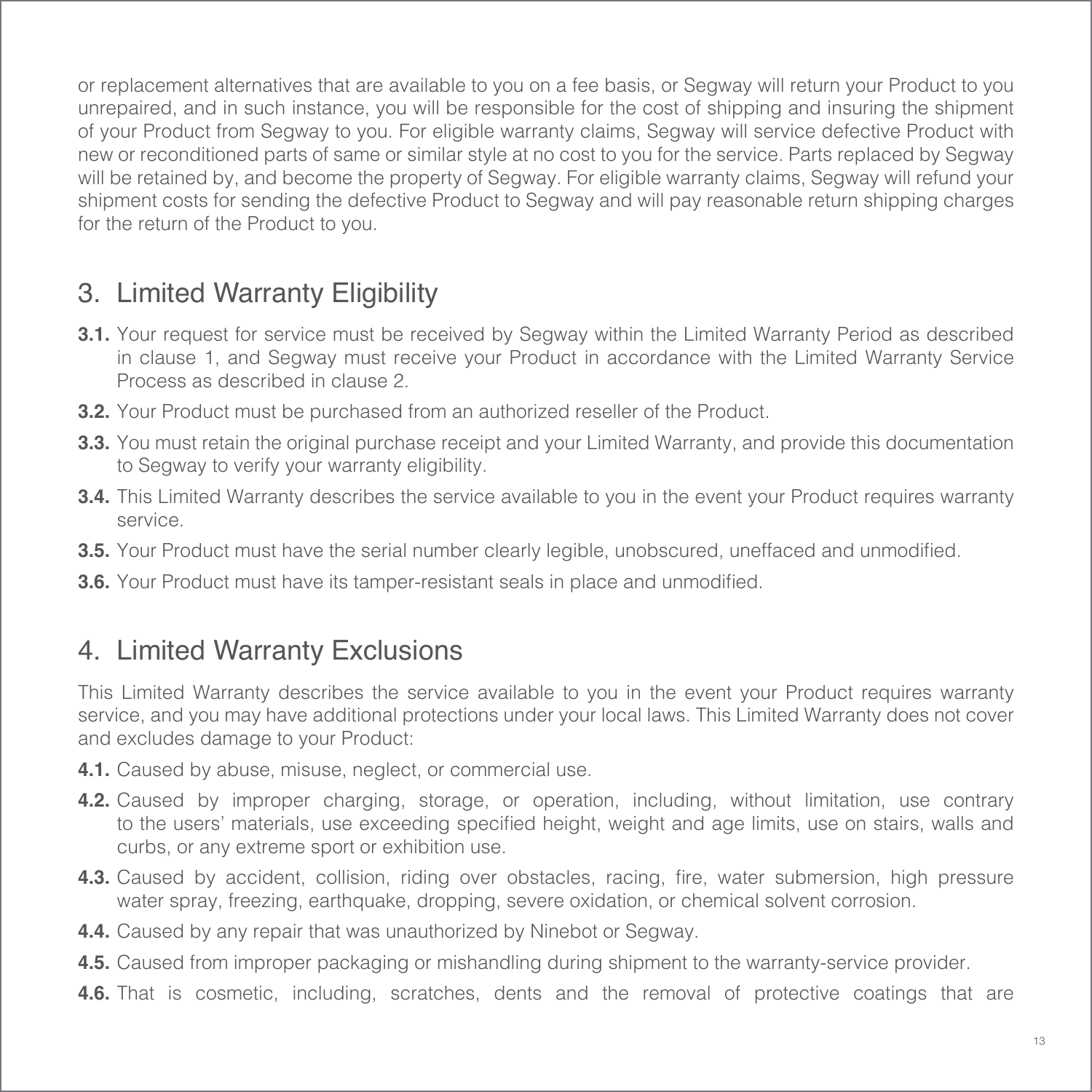or replacement alternatives that are available to you on a fee basis, or Segway will return your Product to you unrepaired, and in such instance, you will be responsible for the cost of shipping and insuring the shipment of your Product from Segway to you. For eligible warranty claims, Segway will service defective Product with new or reconditioned parts of same or similar style at no cost to you for the service. Parts replaced by Segway will be retained by, and become the property of Segway. For eligible warranty claims, Segway will refund your shipment costs for sending the defective Product to Segway and will pay reasonable return shipping charges for the return of the Product to you.

## 3. Limited Warranty Eligibility

**3.1.** Your request for service must be received by Segway within the Limited Warranty Period as described in clause 1, and Segway must receive your Product in accordance with the Limited Warranty Service Process as described in clause 2.

**3.2.** Your Product must be purchased from an authorized reseller of the Product.

**3.3.** You must retain the original purchase receipt and your Limited Warranty, and provide this documentation to Segway to verify your warranty eligibility.

**3.4.** This Limited Warranty describes the service available to you in the event your Product requires warranty service.

**3.5.** Your Product must have the serial number clearly legible, unobscured, uneffaced and unmodified.

**3.6.** Your Product must have its tamper-resistant seals in place and unmodified.

## 4. Limited Warranty Exclusions

This Limited Warranty describes the service available to you in the event your Product requires warranty service, and you may have additional protections under your local laws. This Limited Warranty does not cover and excludes damage to your Product:

**4.1.** Caused by abuse, misuse, neglect, or commercial use.

**4.2.** Caused by improper charging, storage, or operation, including, without limitation, use contrary to the users' materials, use exceeding specified height, weight and age limits, use on stairs, walls and curbs, or any extreme sport or exhibition use.

**4.3.** Caused by accident, collision, riding over obstacles, racing, fire, water submersion, high pressure water spray, freezing, earthquake, dropping, severe oxidation, or chemical solvent corrosion.

**4.4.** Caused by any repair that was unauthorized by Ninebot or Segway.

**4.5.** Caused from improper packaging or mishandling during shipment to the warranty-service provider.

**4.6.** That is cosmetic, including, scratches, dents and the removal of protective coatings that are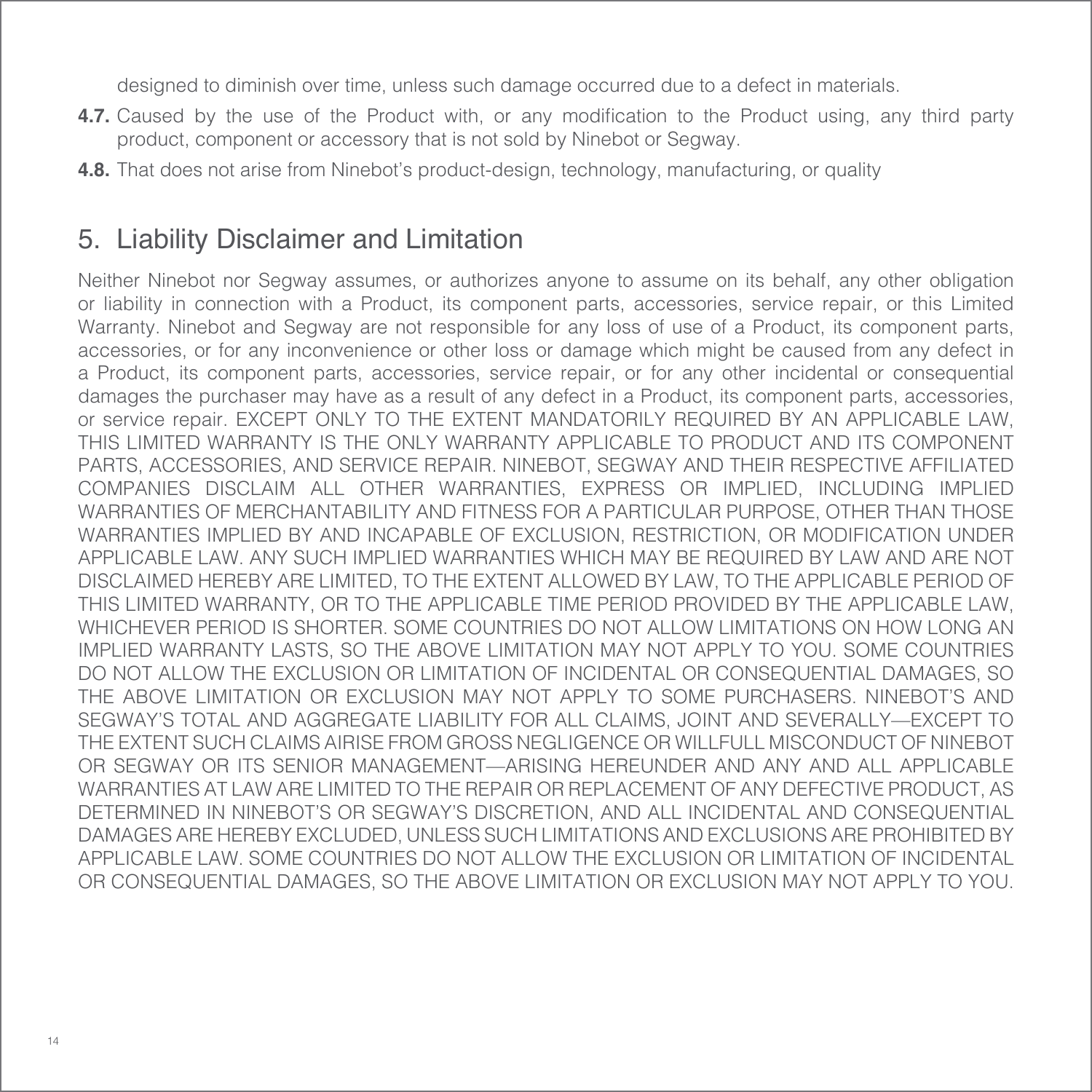designed to diminish over time, unless such damage occurred due to a defect in materials.

**4.7.** Caused by the use of the Product with, or any modification to the Product using, any third party product, component or accessory that is not sold by Ninebot or Segway.

**4.8.** That does not arise from Ninebot's product-design, technology, manufacturing, or quality

## 5. Liability Disclaimer and Limitation

Neither Ninebot nor Segway assumes, or authorizes anyone to assume on its behalf, any other obligation or liability in connection with a Product, its component parts, accessories, service repair, or this Limited Warranty. Ninebot and Segway are not responsible for any loss of use of a Product, its component parts, accessories, or for any inconvenience or other loss or damage which might be caused from any defect in a Product, its component parts, accessories, service repair, or for any other incidental or consequential damages the purchaser may have as a result of any defect in a Product, its component parts, accessories, or service repair. EXCEPT ONLY TO THE EXTENT MANDATORILY REQUIRED BY AN APPLICABLE LAW, THIS LIMITED WARRANTY IS THE ONLY WARRANTY APPLICABLE TO PRODUCT AND ITS COMPONENT PARTS, ACCESSORIES, AND SERVICE REPAIR. NINEBOT, SEGWAY AND THEIR RESPECTIVE AFFILIATED COMPANIES DISCLAIM ALL OTHER WARRANTIES, EXPRESS OR IMPLIED, INCLUDING IMPLIED WARRANTIES OF MERCHANTABILITY AND FITNESS FOR A PARTICULAR PURPOSE, OTHER THAN THOSE WARRANTIES IMPLIED BY AND INCAPABLE OF EXCLUSION, RESTRICTION, OR MODIFICATION UNDER APPLICABLE LAW. ANY SUCH IMPLIED WARRANTIES WHICH MAY BE REQUIRED BY LAW AND ARE NOT DISCLAIMED HEREBY ARE LIMITED, TO THE EXTENT ALLOWED BY LAW, TO THE APPLICABLE PERIOD OF THIS LIMITED WARRANTY, OR TO THE APPLICABLE TIME PERIOD PROVIDED BY THE APPLICABLE LAW, WHICHEVER PERIOD IS SHORTER. SOME COUNTRIES DO NOT ALLOW LIMITATIONS ON HOW LONG AN IMPLIED WARRANTY LASTS, SO THE ABOVE LIMITATION MAY NOT APPLY TO YOU. SOME COUNTRIES DO NOT ALLOW THE EXCLUSION OR LIMITATION OF INCIDENTAL OR CONSEQUENTIAL DAMAGES, SO THE ABOVE LIMITATION OR EXCLUSION MAY NOT APPLY TO SOME PURCHASERS. NINEBOT'S AND SEGWAY'S TOTAL AND AGGREGATE LIABILITY FOR ALL CLAIMS, JOINT AND SEVERALLY—EXCEPT TO THE EXTENT SUCH CLAIMS AIRISE FROM GROSS NEGLIGENCE OR WILLFULL MISCONDUCT OF NINEBOT OR SEGWAY OR ITS SENIOR MANAGEMENT—ARISING HEREUNDER AND ANY AND ALL APPLICABLE WARRANTIES AT LAW ARE LIMITED TO THE REPAIR OR REPLACEMENT OF ANY DEFECTIVE PRODUCT, AS DETERMINED IN NINEBOT'S OR SEGWAY'S DISCRETION, AND ALL INCIDENTAL AND CONSEQUENTIAL DAMAGES ARE HEREBY EXCLUDED, UNLESS SUCH LIMITATIONS AND EXCLUSIONS ARE PROHIBITED BY APPLICABLE LAW. SOME COUNTRIES DO NOT ALLOW THE EXCLUSION OR LIMITATION OF INCIDENTAL OR CONSEQUENTIAL DAMAGES, SO THE ABOVE LIMITATION OR EXCLUSION MAY NOT APPLY TO YOU.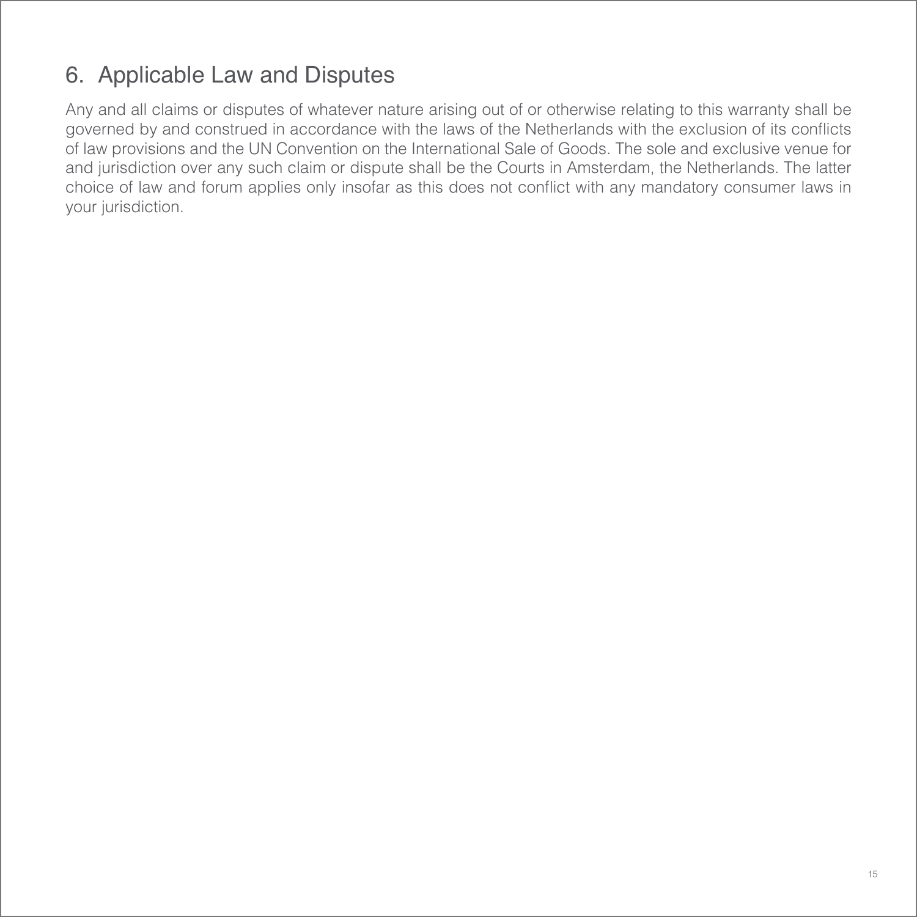## 6. Applicable Law and Disputes

Any and all claims or disputes of whatever nature arising out of or otherwise relating to this warranty shall be governed by and construed in accordance with the laws of the Netherlands with the exclusion of its conflicts of law provisions and the UN Convention on the International Sale of Goods. The sole and exclusive venue for and jurisdiction over any such claim or dispute shall be the Courts in Amsterdam, the Netherlands. The latter choice of law and forum applies only insofar as this does not conflict with any mandatory consumer laws in your jurisdiction.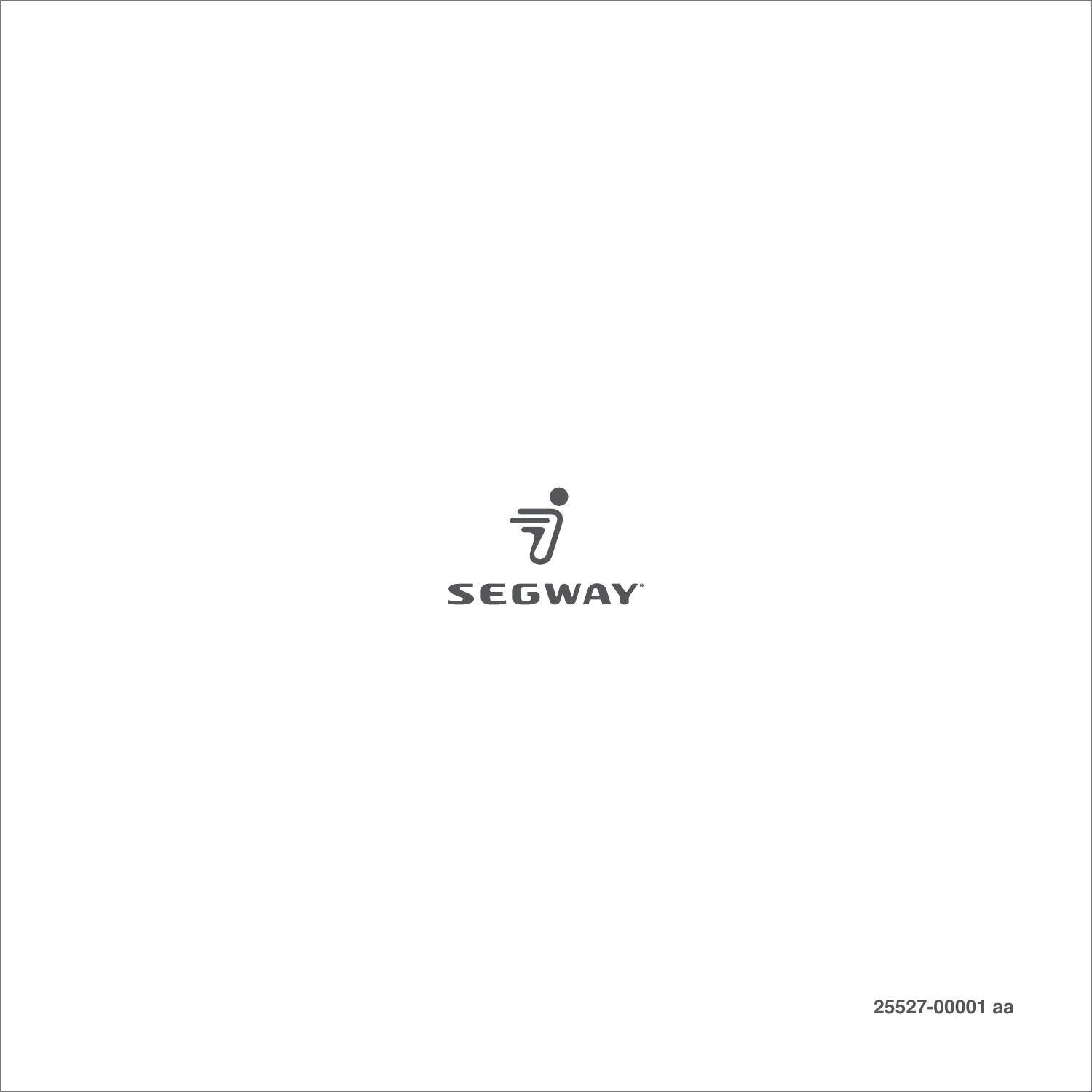SEGWAY

25527-00001 aa